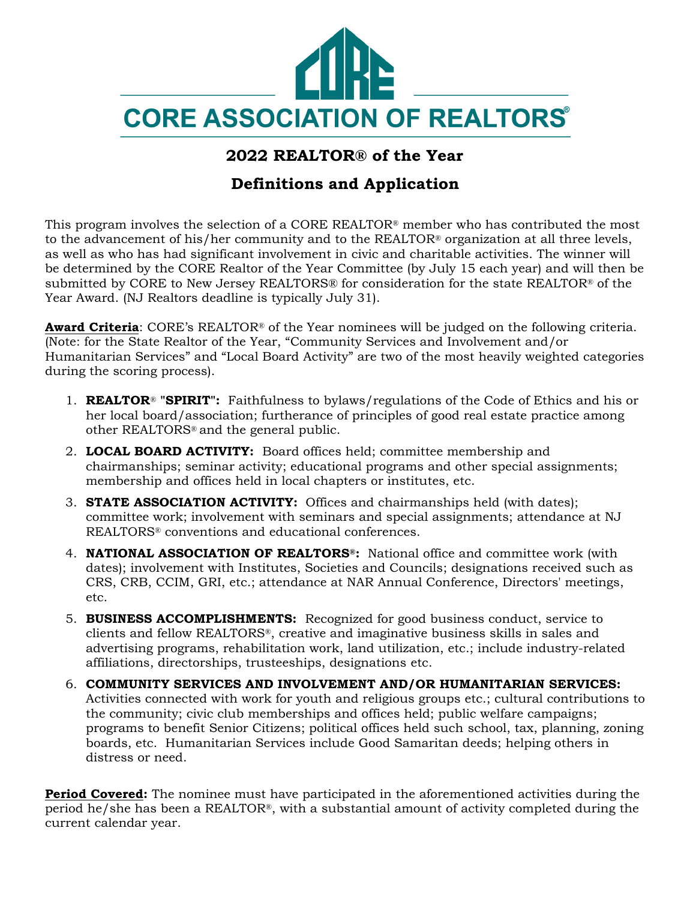# CORE ASSOCIATION OF REALTORS®

## 2022 REALTOR® of the Year

## Definitions and Application

This program involves the selection of a CORE REALTOR® member who has contributed the most to the advancement of his/her community and to the REALTOR® organization at all three levels, as well as who has had significant involvement in civic and charitable activities. The winner will be determined by the CORE Realtor of the Year Committee (by July 15 each year) and will then be submitted by CORE to New Jersey REALTORS® for consideration for the state REALTOR® of the Year Award. (NJ Realtors deadline is typically July 31).

**Award Criteria**: CORE's REALTOR® of the Year nominees will be judged on the following criteria. (Note: for the State Realtor of the Year, "Community Services and Involvement and/or Humanitarian Services" and "Local Board Activity" are two of the most heavily weighted categories during the scoring process).

1. **REALTOR® "SPIRIT":** Faithfulness to bylaws/regulations of the Code of Ethics and his or her local board/association; furtherance of principles of good real estate practice among other REALTORS® and the general public.
2. **LOCAL BOARD ACTIVITY:** Board offices held; committee membership and chairmanships; seminar activity; educational programs and other special assignments; membership and offices held in local chapters or institutes, etc.
3. **STATE ASSOCIATION ACTIVITY:** Offices and chairmanships held (with dates); committee work; involvement with seminars and special assignments; attendance at NJ REALTORS® conventions and educational conferences.
4. **NATIONAL ASSOCIATION OF REALTORS®:** National office and committee work (with dates); involvement with Institutes, Societies and Councils; designations received such as CRS, CRB, CCIM, GRI, etc.; attendance at NAR Annual Conference, Directors' meetings, etc.
5. **BUSINESS ACCOMPLISHMENTS:** Recognized for good business conduct, service to clients and fellow REALTORS®, creative and imaginative business skills in sales and advertising programs, rehabilitation work, land utilization, etc.; include industry-related affiliations, directorships, trusteeships, designations etc.
6. **COMMUNITY SERVICES AND INVOLVEMENT AND/OR HUMANITARIAN SERVICES:** Activities connected with work for youth and religious groups etc.; cultural contributions to the community; civic club memberships and offices held; public welfare campaigns; programs to benefit Senior Citizens; political offices held such school, tax, planning, zoning boards, etc. Humanitarian Services include Good Samaritan deeds; helping others in distress or need.

**Period Covered:** The nominee must have participated in the aforementioned activities during the period he/she has been a REALTOR®, with a substantial amount of activity completed during the current calendar year.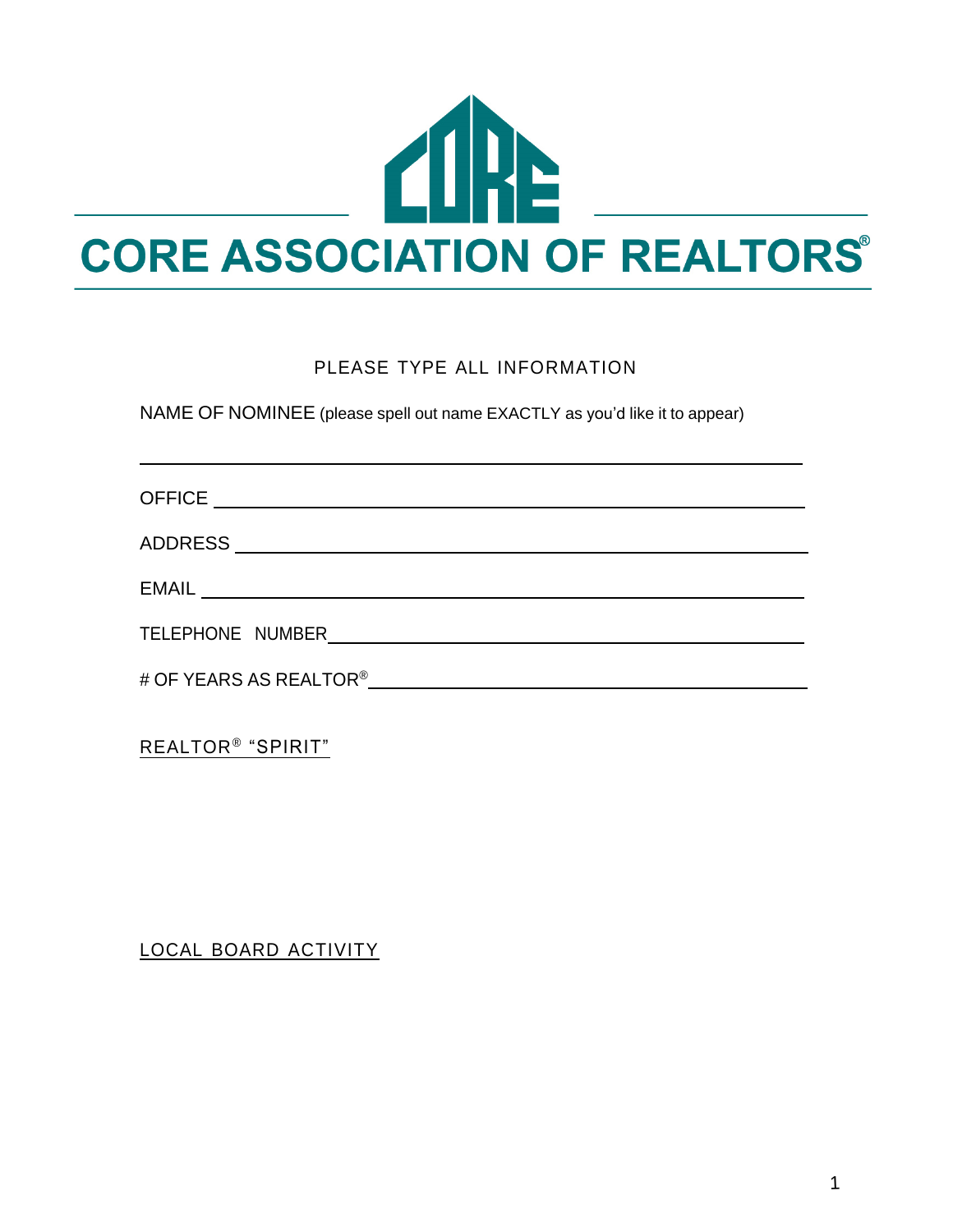# CORE ASSOCIATION OF REALTORS®

PLEASE TYPE ALL INFORMATION

NAME OF NOMINEE (please spell out name EXACTLY as you'd like it to appear)

______________________________________________________________

OFFICE ______________________________________________________

ADDRESS ____________________________________________________

EMAIL ______________________________________________________

TELEPHONE NUMBER___________________________________________

# OF YEARS AS REALTOR®_______________________________________

REALTOR® "SPIRIT"

LOCAL BOARD ACTIVITY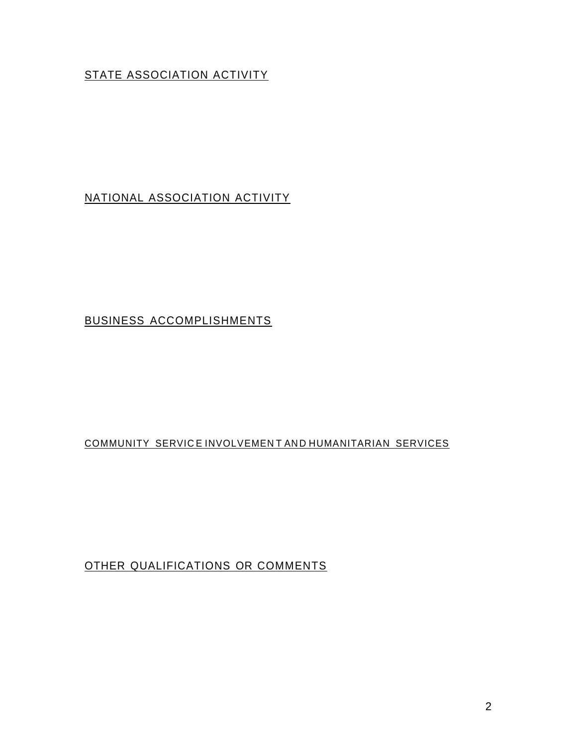STATE ASSOCIATION ACTIVITY

NATIONAL ASSOCIATION ACTIVITY

BUSINESS ACCOMPLISHMENTS

COMMUNITY SERVICE INVOLVEMENT AND HUMANITARIAN SERVICES

OTHER QUALIFICATIONS OR COMMENTS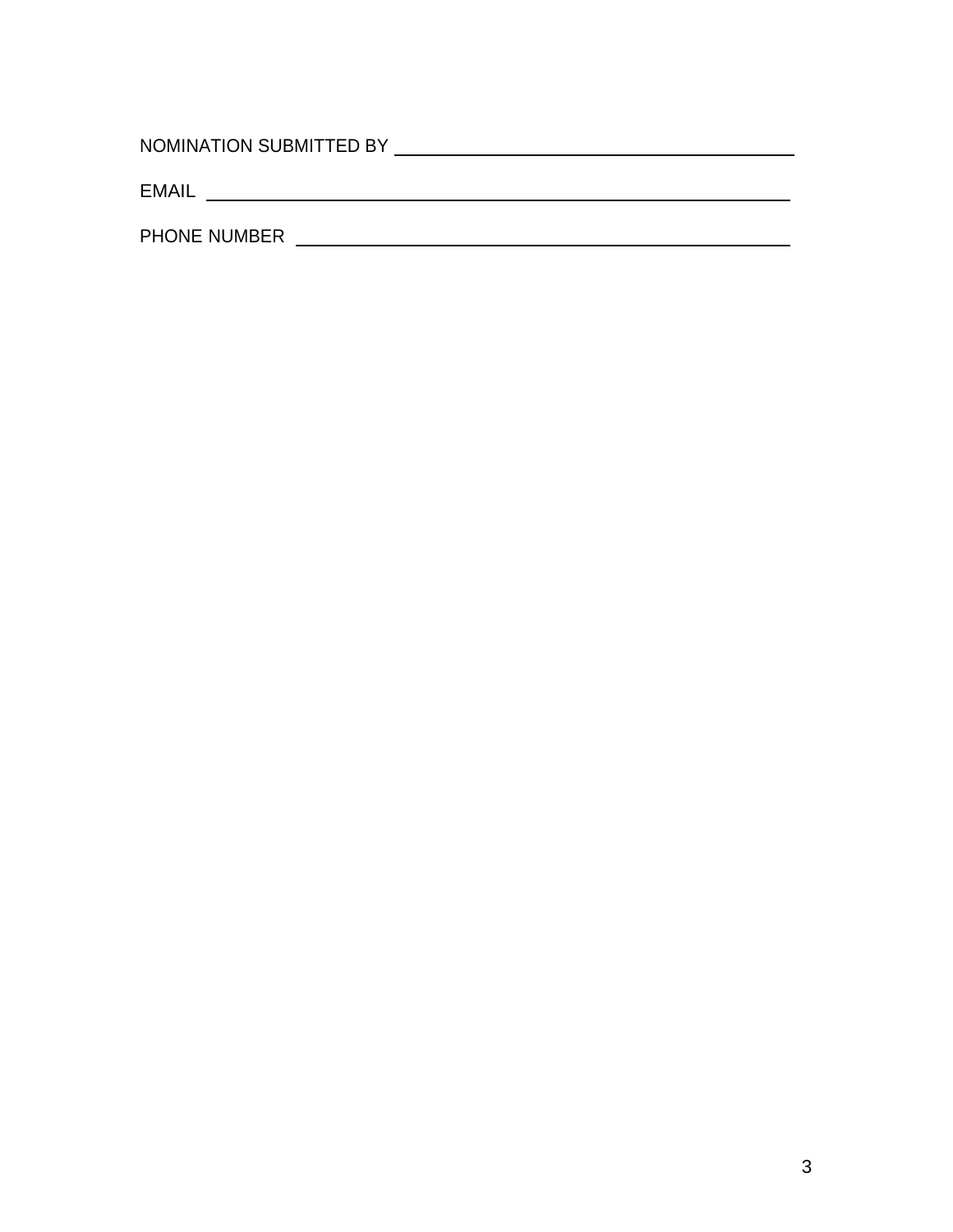NOMINATION SUBMITTED BY ________________________________________

EMAIL ________________________________________________________

PHONE NUMBER _______________________________________________